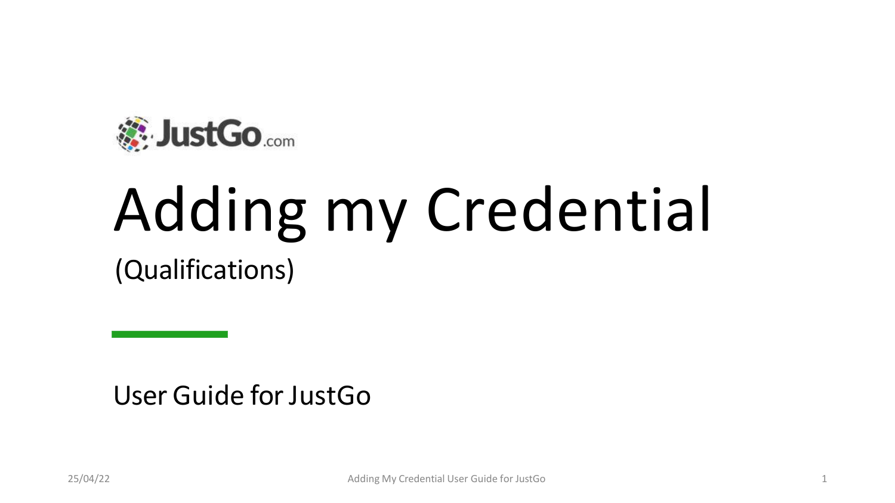JustGo.com

# Adding my Credential

(Qualifications)

User Guide for JustGo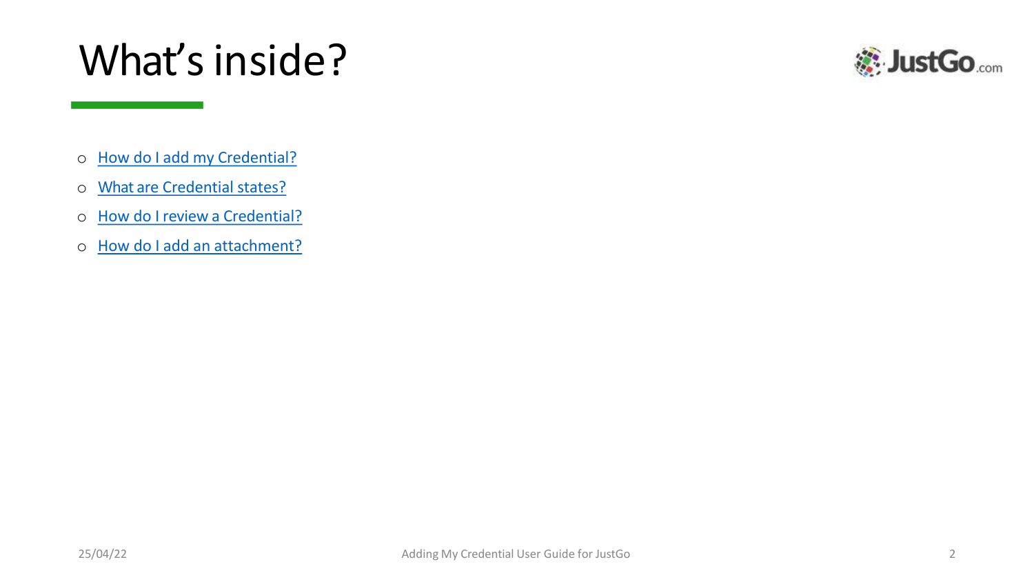# What's inside?

- How do I add my Credential?
- What are Credential states?
- How do I review a Credential?
- How do I add an attachment?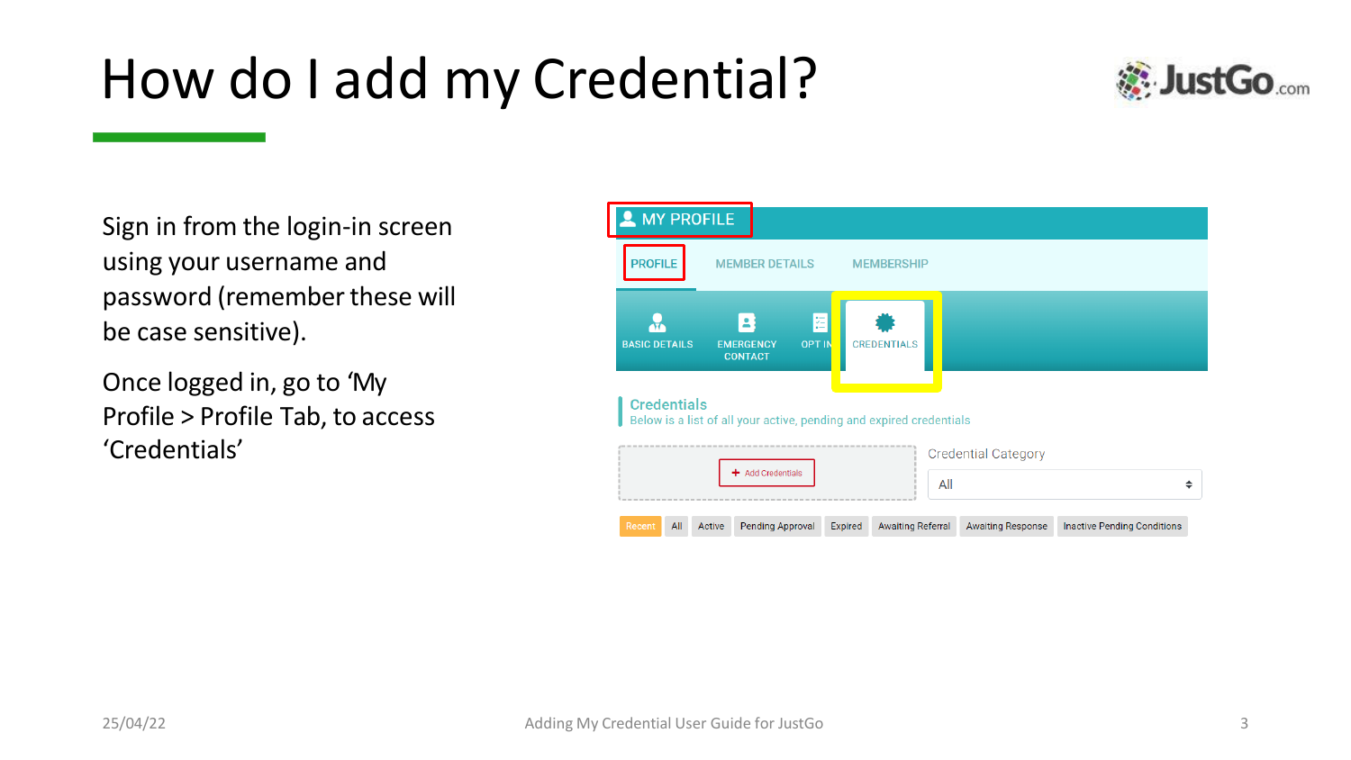# How do I add my Credential?

Sign in from the login-in screen using your username and password (remember these will be case sensitive).

Once logged in, go to ‘My Profile > Profile Tab, to access ‘Credentials’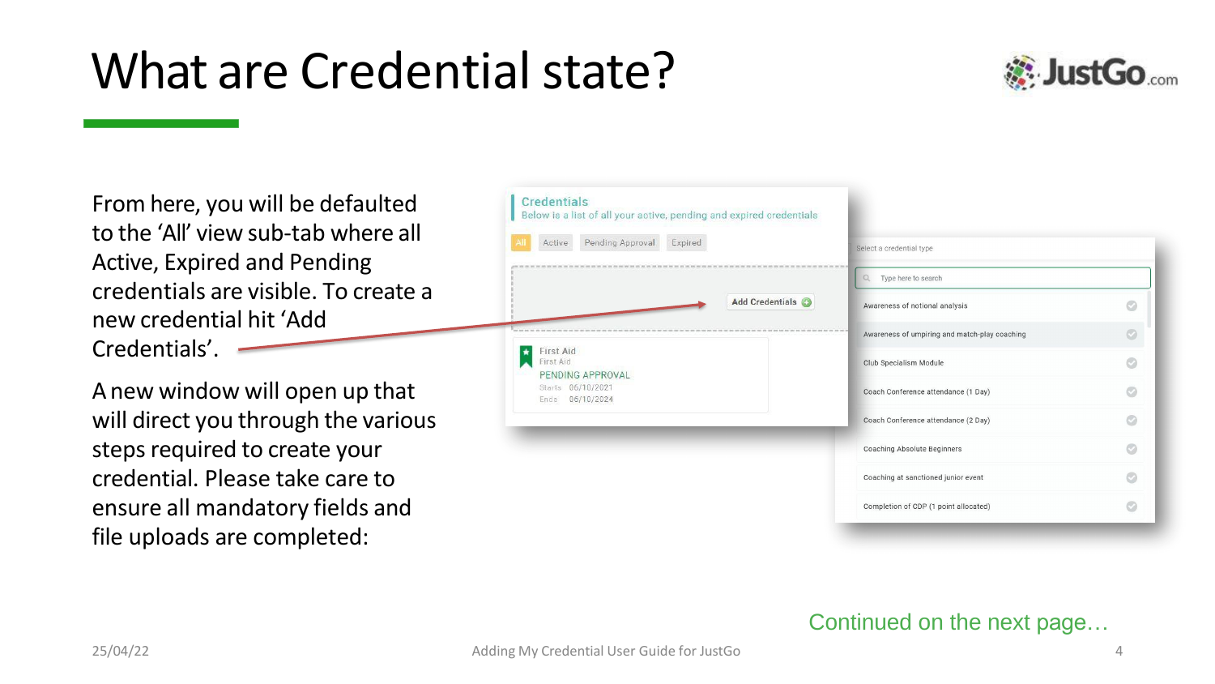# What are Credential state?

From here, you will be defaulted to the 'All' view sub-tab where all Active, Expired and Pending credentials are visible. To create a new credential hit 'Add Credentials'.

A new window will open up that will direct you through the various steps required to create your credential. Please take care to ensure all mandatory fields and file uploads are completed:

Continued on the next page…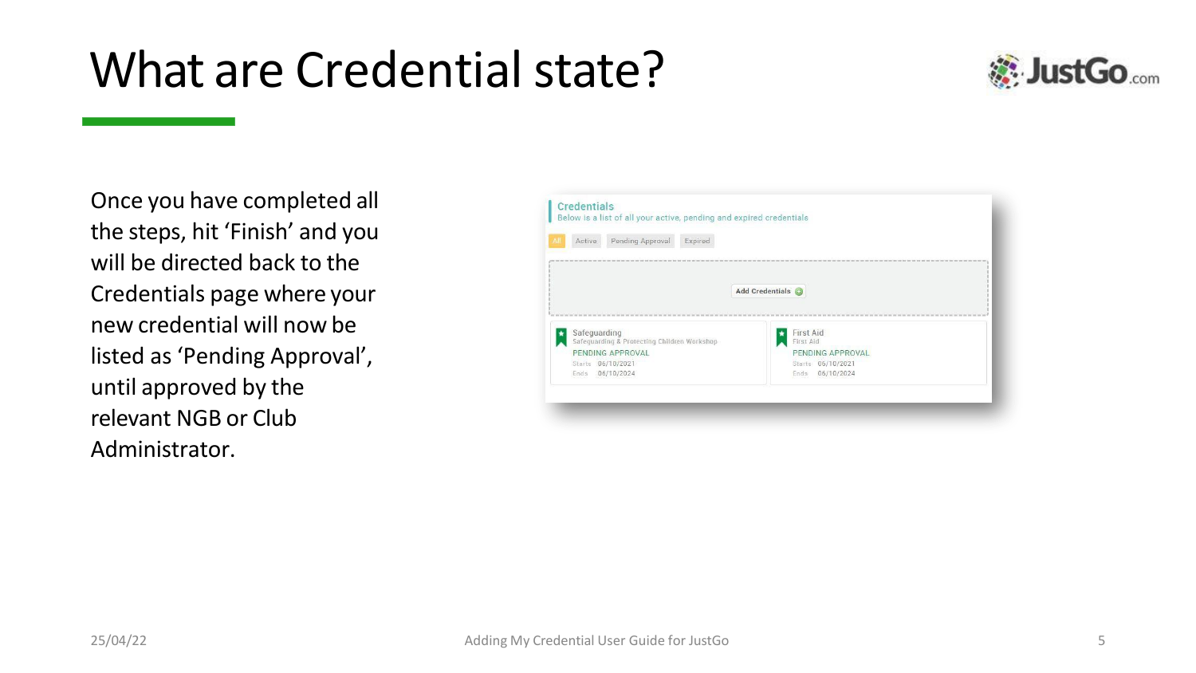# What are Credential state?

Once you have completed all the steps, hit 'Finish' and you will be directed back to the Credentials page where your new credential will now be listed as 'Pending Approval', until approved by the relevant NGB or Club Administrator.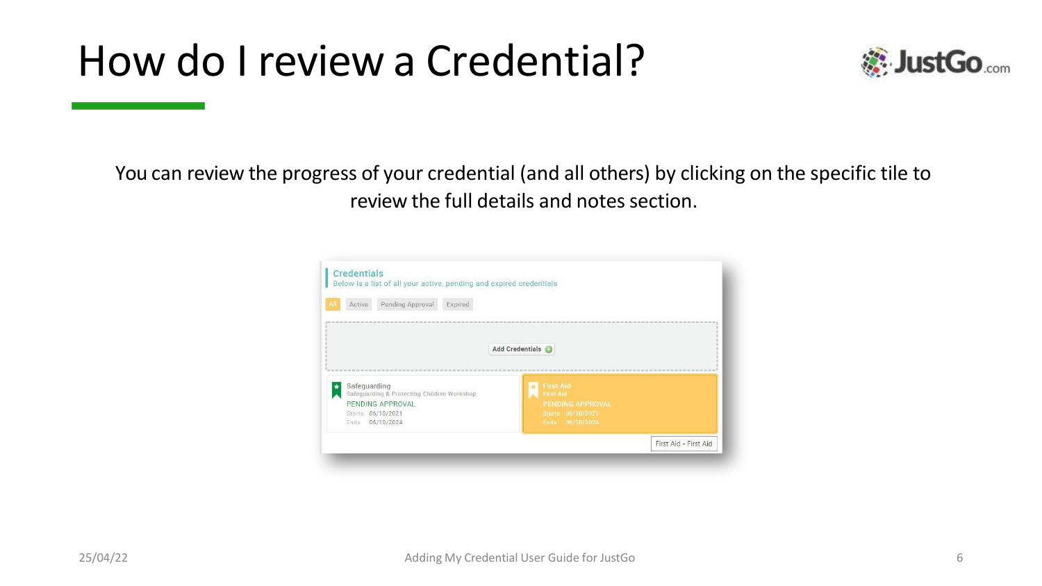# How do I review a Credential?

You can review the progress of your credential (and all others) by clicking on the specific tile to review the full details and notes section.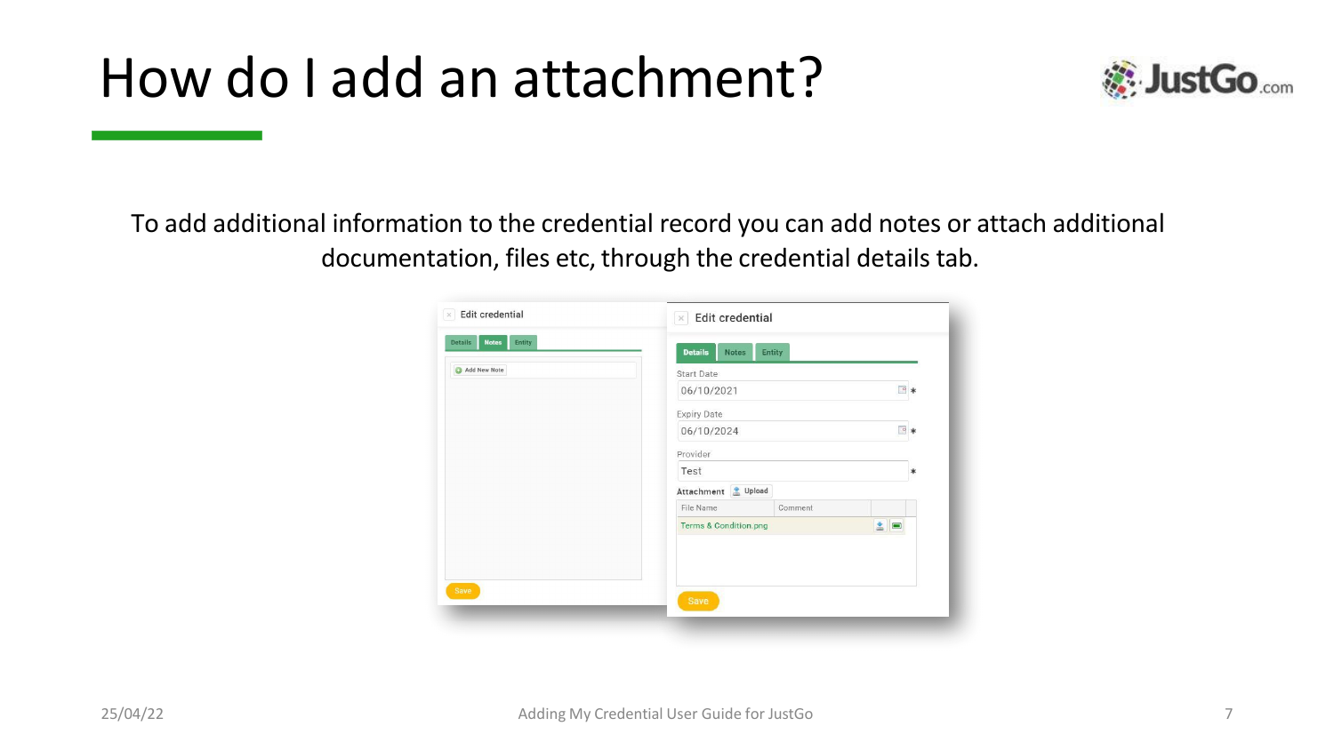# How do I add an attachment?

To add additional information to the credential record you can add notes or attach additional documentation, files etc, through the credential details tab.

Edit credential

Details | Notes | Entity

Add New Note

Save

Edit credential

Details | Notes | Entity

Start Date

06/10/2021

Expiry Date

06/10/2024

Provider

Test

Attachment Upload

| File Name | Comment |
| --- | --- |
| Terms & Condition.png | |

Save